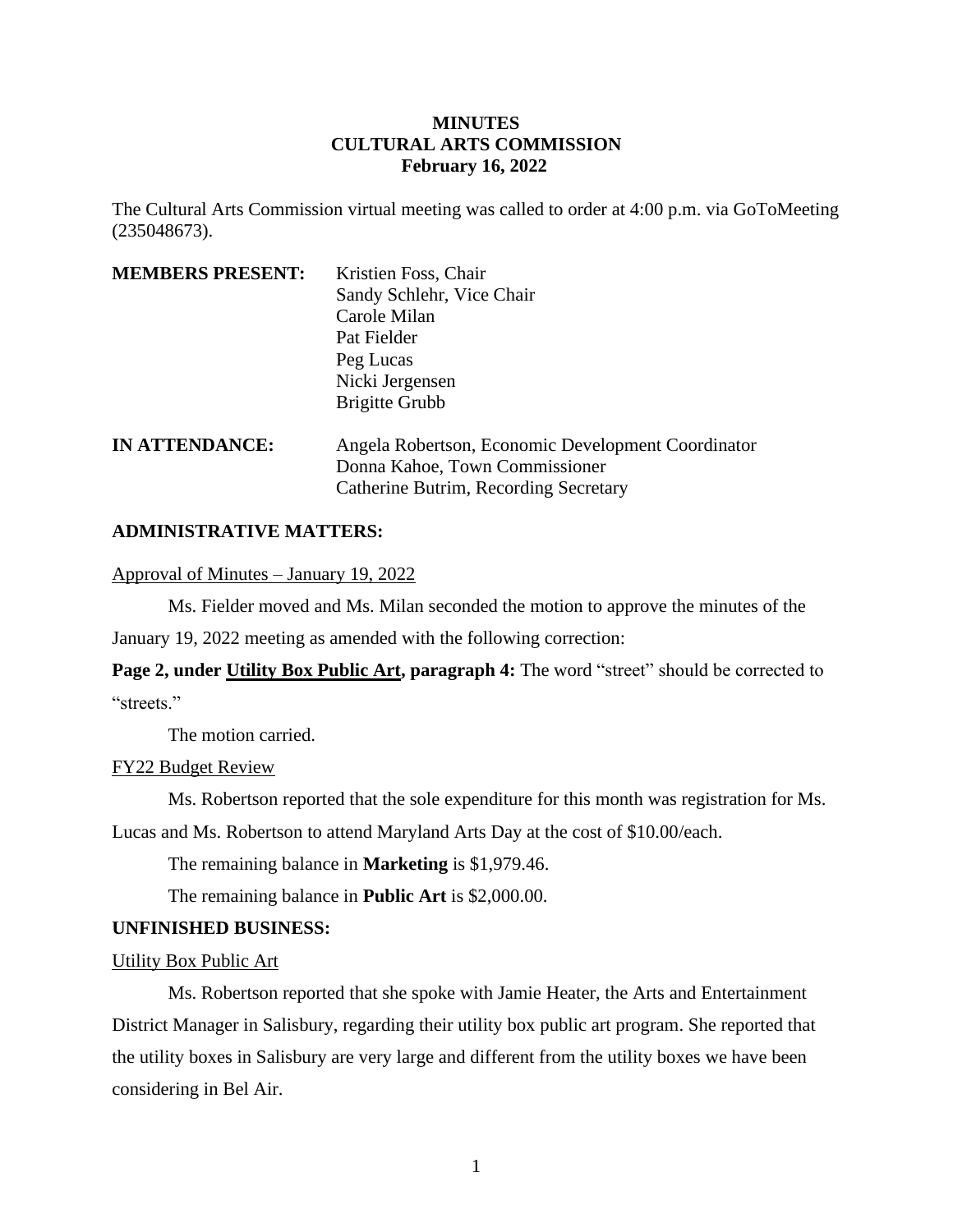# MINUTES
# CULTURAL ARTS COMMISSION
# February 16, 2022

The Cultural Arts Commission virtual meeting was called to order at 4:00 p.m. via GoToMeeting (235048673).

**MEMBERS PRESENT:**
Kristien Foss, Chair
Sandy Schlehr, Vice Chair
Carole Milan
Pat Fielder
Peg Lucas
Nicki Jergensen
Brigitte Grubb

**IN ATTENDANCE:**
Angela Robertson, Economic Development Coordinator
Donna Kahoe, Town Commissioner
Catherine Butrim, Recording Secretary

## ADMINISTRATIVE MATTERS:

Approval of Minutes – January 19, 2022

Ms. Fielder moved and Ms. Milan seconded the motion to approve the minutes of the January 19, 2022 meeting as amended with the following correction:

**Page 2, under Utility Box Public Art, paragraph 4:** The word "street" should be corrected to "streets."

The motion carried.

FY22 Budget Review

Ms. Robertson reported that the sole expenditure for this month was registration for Ms. Lucas and Ms. Robertson to attend Maryland Arts Day at the cost of $10.00/each.

The remaining balance in **Marketing** is $1,979.46.

The remaining balance in **Public Art** is $2,000.00.

## UNFINISHED BUSINESS:

Utility Box Public Art

Ms. Robertson reported that she spoke with Jamie Heater, the Arts and Entertainment District Manager in Salisbury, regarding their utility box public art program. She reported that the utility boxes in Salisbury are very large and different from the utility boxes we have been considering in Bel Air.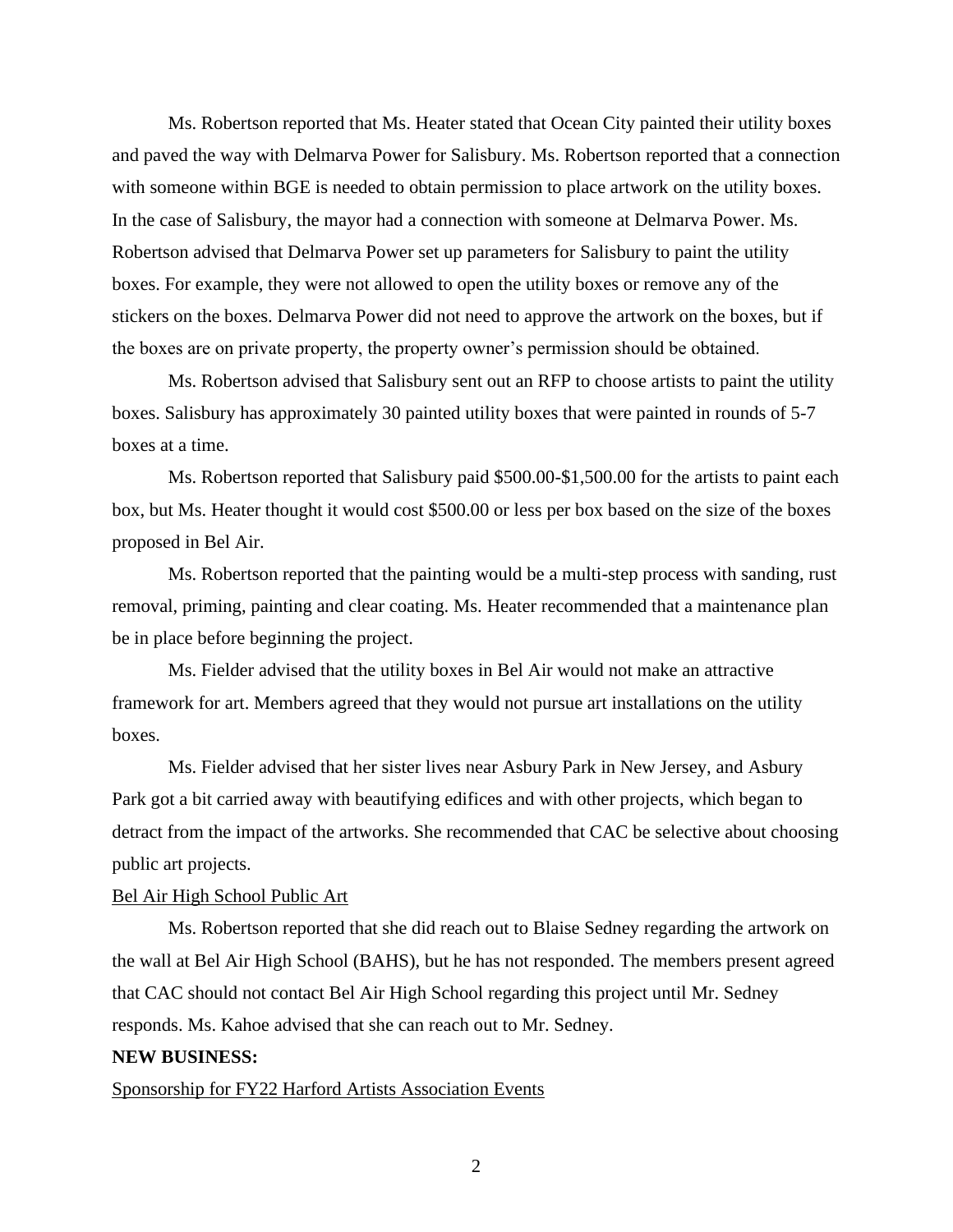Ms. Robertson reported that Ms. Heater stated that Ocean City painted their utility boxes and paved the way with Delmarva Power for Salisbury. Ms. Robertson reported that a connection with someone within BGE is needed to obtain permission to place artwork on the utility boxes. In the case of Salisbury, the mayor had a connection with someone at Delmarva Power. Ms. Robertson advised that Delmarva Power set up parameters for Salisbury to paint the utility boxes. For example, they were not allowed to open the utility boxes or remove any of the stickers on the boxes. Delmarva Power did not need to approve the artwork on the boxes, but if the boxes are on private property, the property owner's permission should be obtained.

Ms. Robertson advised that Salisbury sent out an RFP to choose artists to paint the utility boxes. Salisbury has approximately 30 painted utility boxes that were painted in rounds of 5-7 boxes at a time.

Ms. Robertson reported that Salisbury paid $500.00-$1,500.00 for the artists to paint each box, but Ms. Heater thought it would cost $500.00 or less per box based on the size of the boxes proposed in Bel Air.

Ms. Robertson reported that the painting would be a multi-step process with sanding, rust removal, priming, painting and clear coating. Ms. Heater recommended that a maintenance plan be in place before beginning the project.

Ms. Fielder advised that the utility boxes in Bel Air would not make an attractive framework for art. Members agreed that they would not pursue art installations on the utility boxes.

Ms. Fielder advised that her sister lives near Asbury Park in New Jersey, and Asbury Park got a bit carried away with beautifying edifices and with other projects, which began to detract from the impact of the artworks. She recommended that CAC be selective about choosing public art projects.

<u>Bel Air High School Public Art</u>

Ms. Robertson reported that she did reach out to Blaise Sedney regarding the artwork on the wall at Bel Air High School (BAHS), but he has not responded. The members present agreed that CAC should not contact Bel Air High School regarding this project until Mr. Sedney responds. Ms. Kahoe advised that she can reach out to Mr. Sedney.

**NEW BUSINESS:**

<u>Sponsorship for FY22 Harford Artists Association Events</u>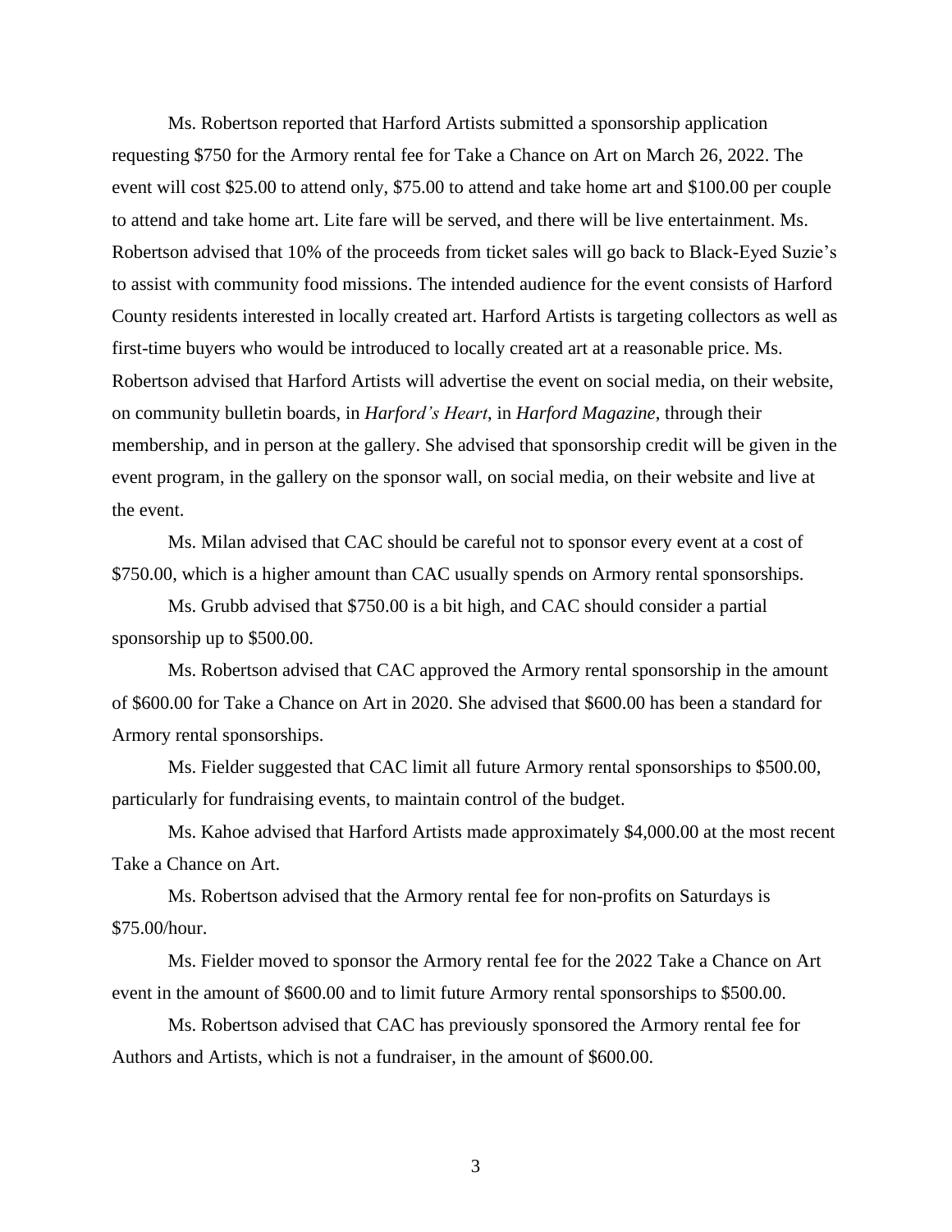Ms. Robertson reported that Harford Artists submitted a sponsorship application requesting $750 for the Armory rental fee for Take a Chance on Art on March 26, 2022. The event will cost $25.00 to attend only, $75.00 to attend and take home art and $100.00 per couple to attend and take home art. Lite fare will be served, and there will be live entertainment. Ms. Robertson advised that 10% of the proceeds from ticket sales will go back to Black-Eyed Suzie's to assist with community food missions. The intended audience for the event consists of Harford County residents interested in locally created art. Harford Artists is targeting collectors as well as first-time buyers who would be introduced to locally created art at a reasonable price. Ms. Robertson advised that Harford Artists will advertise the event on social media, on their website, on community bulletin boards, in *Harford's Heart*, in *Harford Magazine*, through their membership, and in person at the gallery. She advised that sponsorship credit will be given in the event program, in the gallery on the sponsor wall, on social media, on their website and live at the event.

Ms. Milan advised that CAC should be careful not to sponsor every event at a cost of $750.00, which is a higher amount than CAC usually spends on Armory rental sponsorships.

Ms. Grubb advised that $750.00 is a bit high, and CAC should consider a partial sponsorship up to $500.00.

Ms. Robertson advised that CAC approved the Armory rental sponsorship in the amount of $600.00 for Take a Chance on Art in 2020. She advised that $600.00 has been a standard for Armory rental sponsorships.

Ms. Fielder suggested that CAC limit all future Armory rental sponsorships to $500.00, particularly for fundraising events, to maintain control of the budget.

Ms. Kahoe advised that Harford Artists made approximately $4,000.00 at the most recent Take a Chance on Art.

Ms. Robertson advised that the Armory rental fee for non-profits on Saturdays is $75.00/hour.

Ms. Fielder moved to sponsor the Armory rental fee for the 2022 Take a Chance on Art event in the amount of $600.00 and to limit future Armory rental sponsorships to $500.00.

Ms. Robertson advised that CAC has previously sponsored the Armory rental fee for Authors and Artists, which is not a fundraiser, in the amount of $600.00.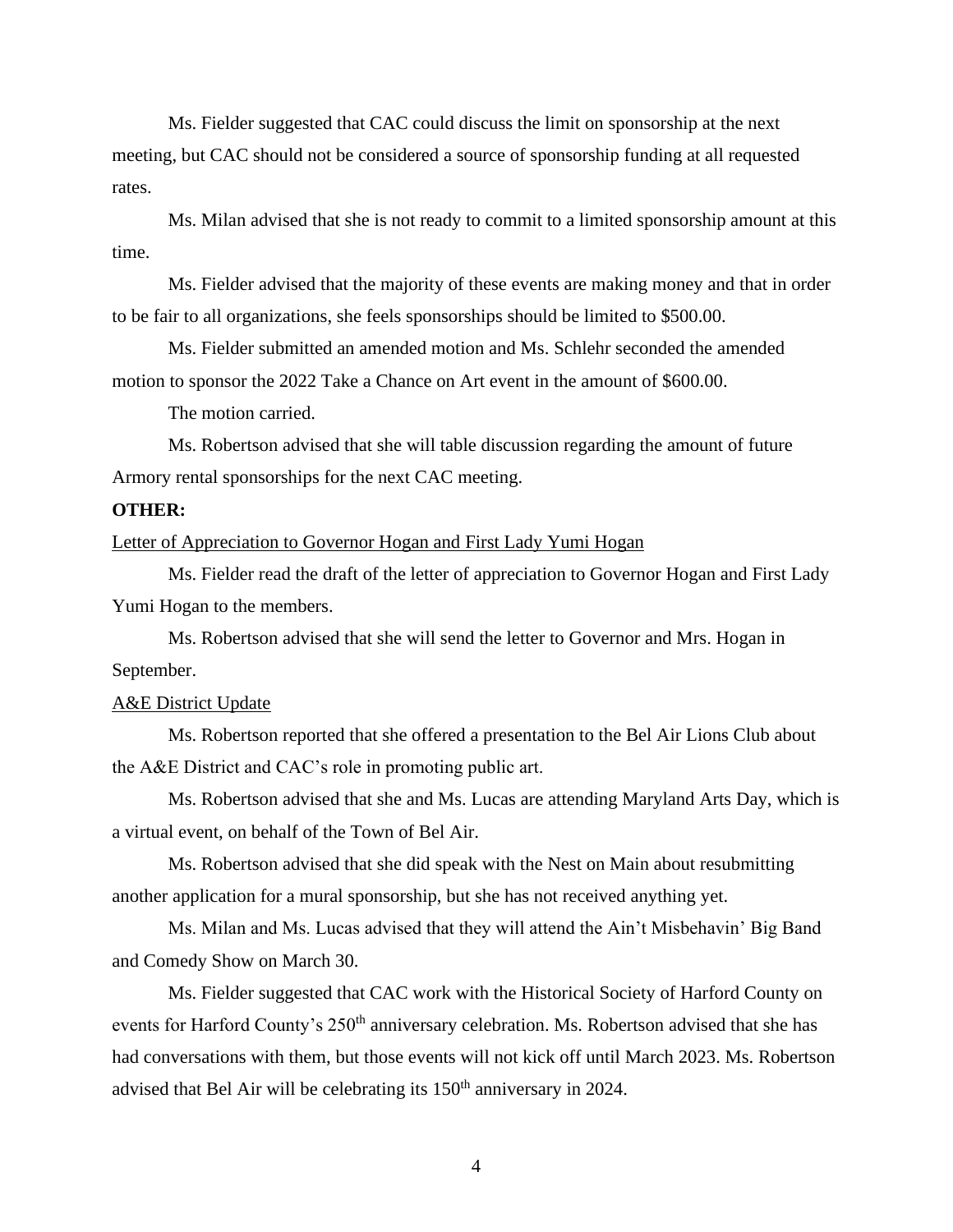Ms. Fielder suggested that CAC could discuss the limit on sponsorship at the next meeting, but CAC should not be considered a source of sponsorship funding at all requested rates.

Ms. Milan advised that she is not ready to commit to a limited sponsorship amount at this time.

Ms. Fielder advised that the majority of these events are making money and that in order to be fair to all organizations, she feels sponsorships should be limited to $500.00.

Ms. Fielder submitted an amended motion and Ms. Schlehr seconded the amended motion to sponsor the 2022 Take a Chance on Art event in the amount of $600.00.

The motion carried.

Ms. Robertson advised that she will table discussion regarding the amount of future Armory rental sponsorships for the next CAC meeting.

**OTHER:**

Letter of Appreciation to Governor Hogan and First Lady Yumi Hogan

Ms. Fielder read the draft of the letter of appreciation to Governor Hogan and First Lady Yumi Hogan to the members.

Ms. Robertson advised that she will send the letter to Governor and Mrs. Hogan in September.

A&E District Update

Ms. Robertson reported that she offered a presentation to the Bel Air Lions Club about the A&E District and CAC's role in promoting public art.

Ms. Robertson advised that she and Ms. Lucas are attending Maryland Arts Day, which is a virtual event, on behalf of the Town of Bel Air.

Ms. Robertson advised that she did speak with the Nest on Main about resubmitting another application for a mural sponsorship, but she has not received anything yet.

Ms. Milan and Ms. Lucas advised that they will attend the Ain't Misbehavin' Big Band and Comedy Show on March 30.

Ms. Fielder suggested that CAC work with the Historical Society of Harford County on events for Harford County's 250th anniversary celebration. Ms. Robertson advised that she has had conversations with them, but those events will not kick off until March 2023. Ms. Robertson advised that Bel Air will be celebrating its 150th anniversary in 2024.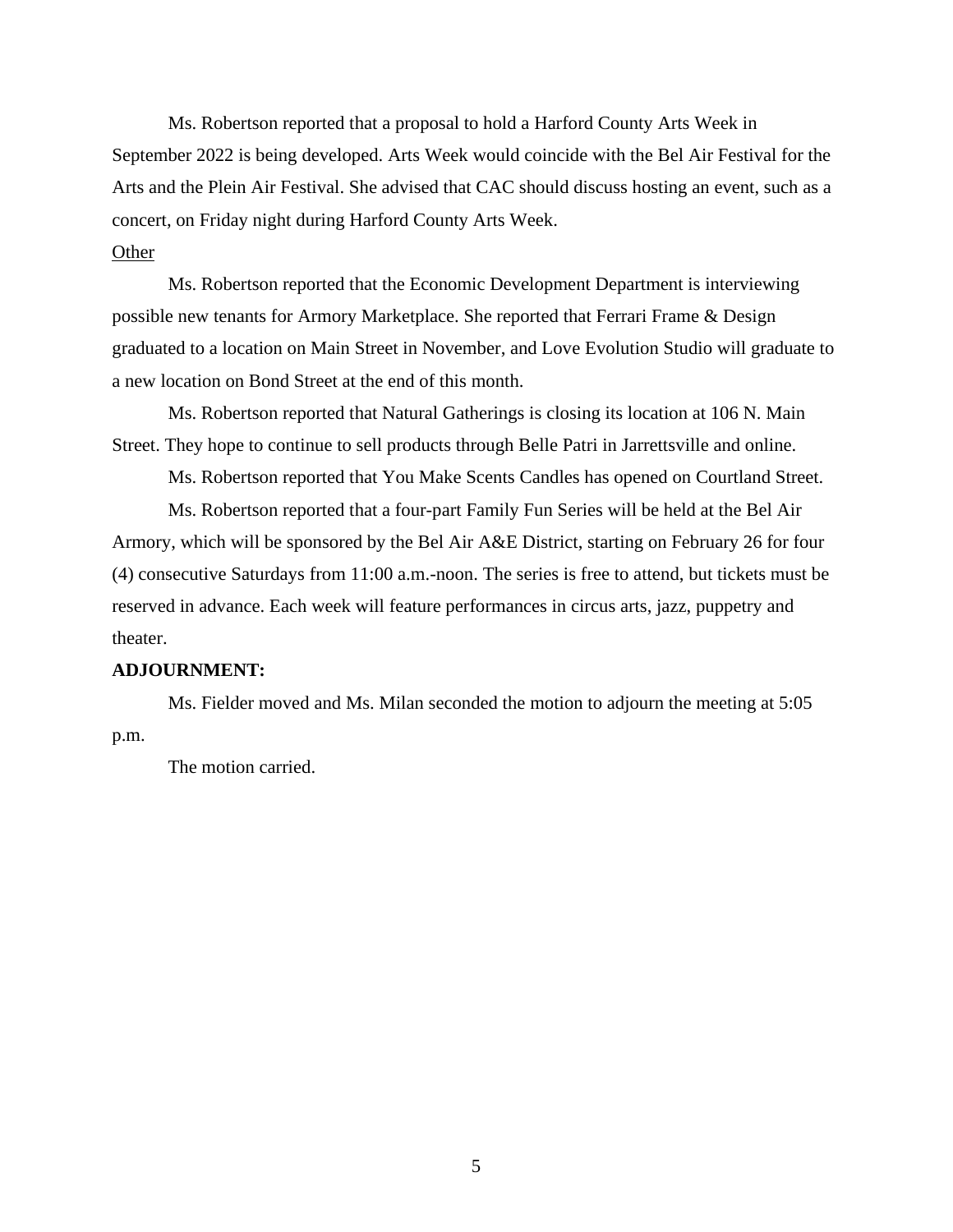Ms. Robertson reported that a proposal to hold a Harford County Arts Week in September 2022 is being developed. Arts Week would coincide with the Bel Air Festival for the Arts and the Plein Air Festival. She advised that CAC should discuss hosting an event, such as a concert, on Friday night during Harford County Arts Week.

<u>Other</u>

Ms. Robertson reported that the Economic Development Department is interviewing possible new tenants for Armory Marketplace. She reported that Ferrari Frame & Design graduated to a location on Main Street in November, and Love Evolution Studio will graduate to a new location on Bond Street at the end of this month.

Ms. Robertson reported that Natural Gatherings is closing its location at 106 N. Main Street. They hope to continue to sell products through Belle Patri in Jarrettsville and online.

Ms. Robertson reported that You Make Scents Candles has opened on Courtland Street.

Ms. Robertson reported that a four-part Family Fun Series will be held at the Bel Air Armory, which will be sponsored by the Bel Air A&E District, starting on February 26 for four (4) consecutive Saturdays from 11:00 a.m.-noon. The series is free to attend, but tickets must be reserved in advance. Each week will feature performances in circus arts, jazz, puppetry and theater.

**ADJOURNMENT:**

Ms. Fielder moved and Ms. Milan seconded the motion to adjourn the meeting at 5:05 p.m.

The motion carried.